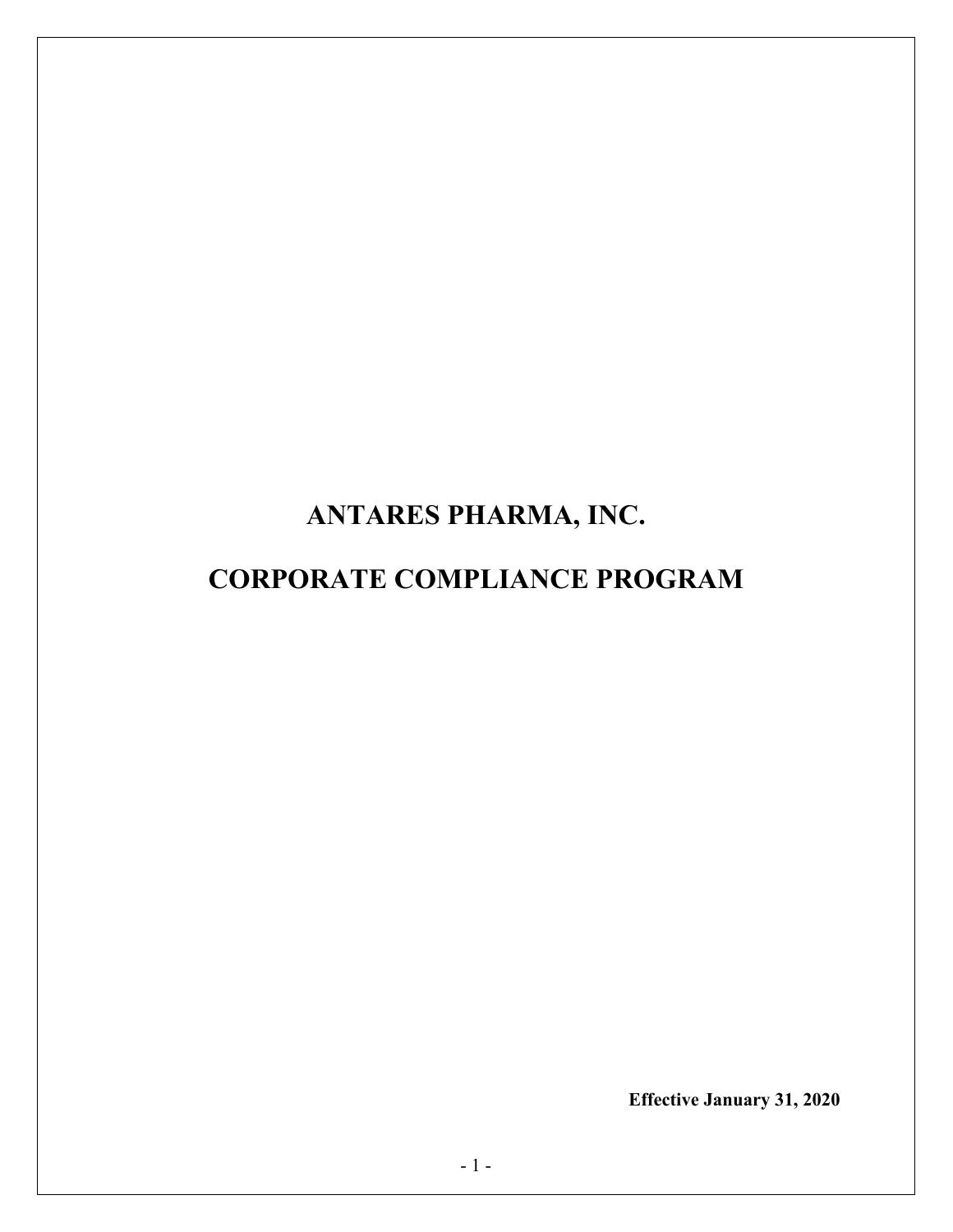# ANTARES PHARMA, INC.

# CORPORATE COMPLIANCE PROGRAM

**Effective January 31, 2020**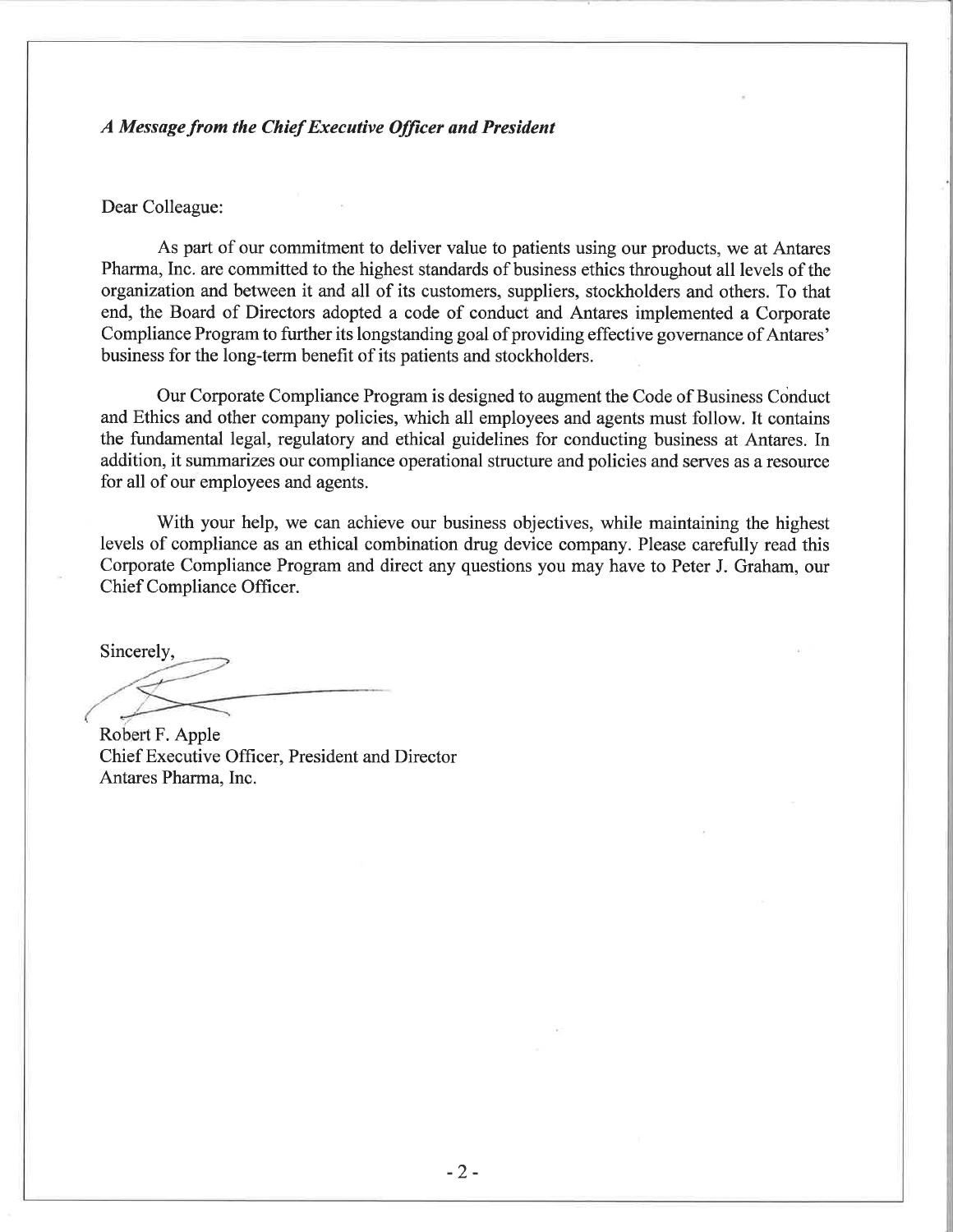***A Message from the Chief Executive Officer and President***

Dear Colleague:

As part of our commitment to deliver value to patients using our products, we at Antares Pharma, Inc. are committed to the highest standards of business ethics throughout all levels of the organization and between it and all of its customers, suppliers, stockholders and others. To that end, the Board of Directors adopted a code of conduct and Antares implemented a Corporate Compliance Program to further its longstanding goal of providing effective governance of Antares' business for the long-term benefit of its patients and stockholders.

Our Corporate Compliance Program is designed to augment the Code of Business Conduct and Ethics and other company policies, which all employees and agents must follow. It contains the fundamental legal, regulatory and ethical guidelines for conducting business at Antares. In addition, it summarizes our compliance operational structure and policies and serves as a resource for all of our employees and agents.

With your help, we can achieve our business objectives, while maintaining the highest levels of compliance as an ethical combination drug device company. Please carefully read this Corporate Compliance Program and direct any questions you may have to Peter J. Graham, our Chief Compliance Officer.

Sincerely,

Robert F. Apple
Chief Executive Officer, President and Director
Antares Pharma, Inc.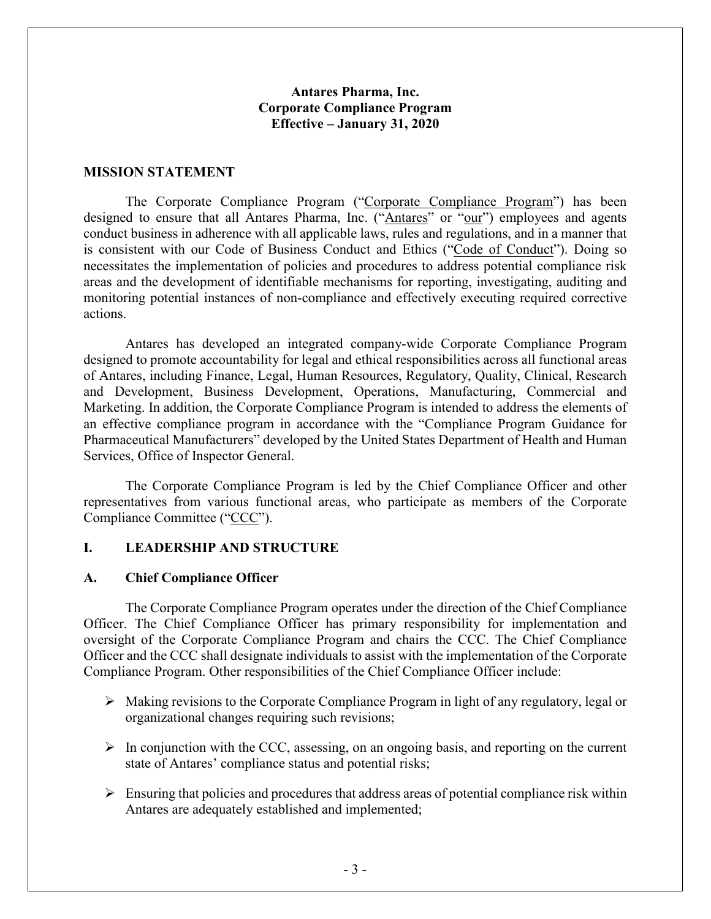**Antares Pharma, Inc.**
**Corporate Compliance Program**
**Effective – January 31, 2020**

## MISSION STATEMENT

The Corporate Compliance Program ("Corporate Compliance Program") has been designed to ensure that all Antares Pharma, Inc. ("Antares" or "our") employees and agents conduct business in adherence with all applicable laws, rules and regulations, and in a manner that is consistent with our Code of Business Conduct and Ethics ("Code of Conduct"). Doing so necessitates the implementation of policies and procedures to address potential compliance risk areas and the development of identifiable mechanisms for reporting, investigating, auditing and monitoring potential instances of non-compliance and effectively executing required corrective actions.

Antares has developed an integrated company-wide Corporate Compliance Program designed to promote accountability for legal and ethical responsibilities across all functional areas of Antares, including Finance, Legal, Human Resources, Regulatory, Quality, Clinical, Research and Development, Business Development, Operations, Manufacturing, Commercial and Marketing. In addition, the Corporate Compliance Program is intended to address the elements of an effective compliance program in accordance with the "Compliance Program Guidance for Pharmaceutical Manufacturers" developed by the United States Department of Health and Human Services, Office of Inspector General.

The Corporate Compliance Program is led by the Chief Compliance Officer and other representatives from various functional areas, who participate as members of the Corporate Compliance Committee ("CCC").

## I. LEADERSHIP AND STRUCTURE

### A. Chief Compliance Officer

The Corporate Compliance Program operates under the direction of the Chief Compliance Officer. The Chief Compliance Officer has primary responsibility for implementation and oversight of the Corporate Compliance Program and chairs the CCC. The Chief Compliance Officer and the CCC shall designate individuals to assist with the implementation of the Corporate Compliance Program. Other responsibilities of the Chief Compliance Officer include:

- Making revisions to the Corporate Compliance Program in light of any regulatory, legal or organizational changes requiring such revisions;
- In conjunction with the CCC, assessing, on an ongoing basis, and reporting on the current state of Antares' compliance status and potential risks;
- Ensuring that policies and procedures that address areas of potential compliance risk within Antares are adequately established and implemented;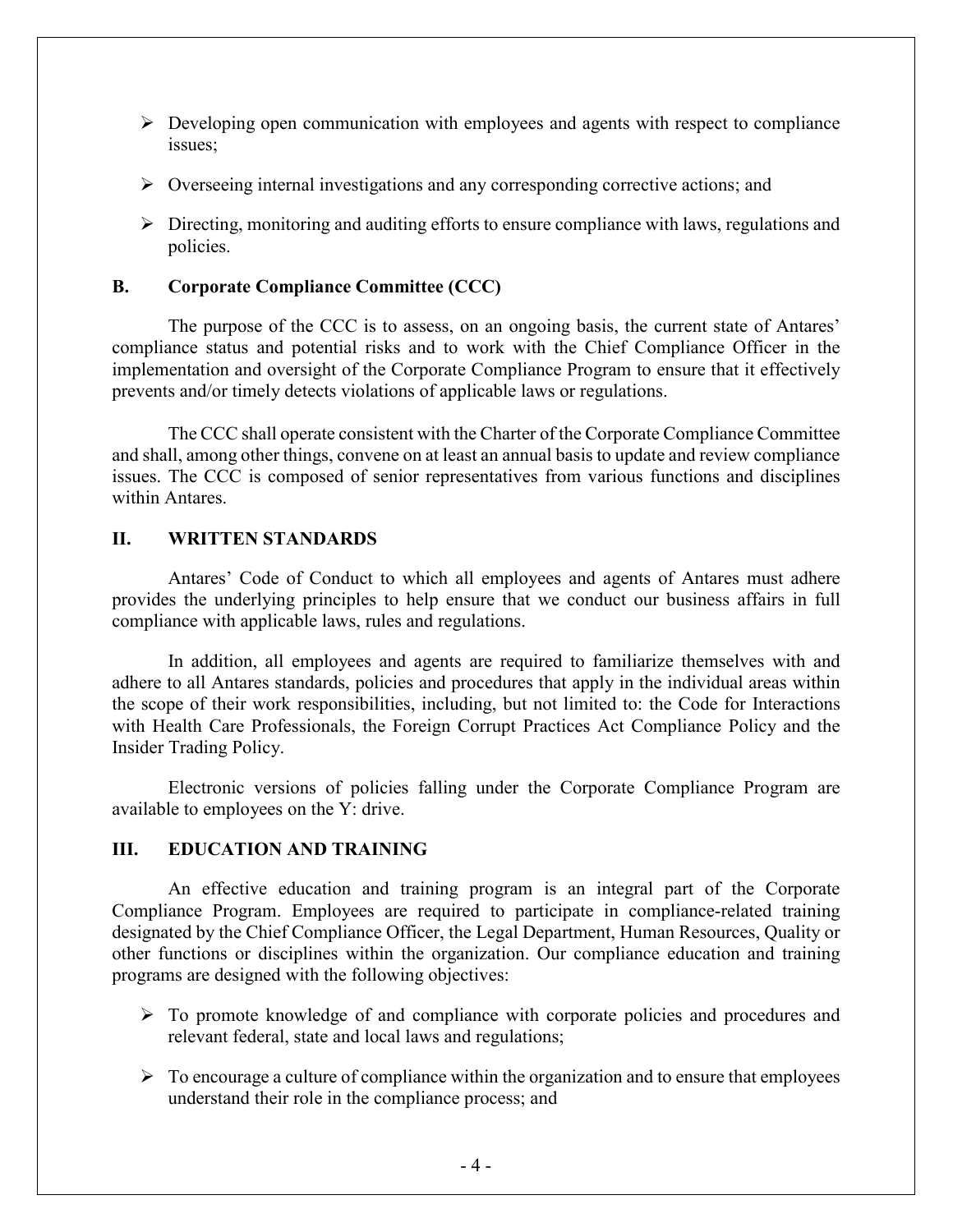- Developing open communication with employees and agents with respect to compliance issues;
- Overseeing internal investigations and any corresponding corrective actions; and
- Directing, monitoring and auditing efforts to ensure compliance with laws, regulations and policies.

### B. Corporate Compliance Committee (CCC)

The purpose of the CCC is to assess, on an ongoing basis, the current state of Antares' compliance status and potential risks and to work with the Chief Compliance Officer in the implementation and oversight of the Corporate Compliance Program to ensure that it effectively prevents and/or timely detects violations of applicable laws or regulations.

The CCC shall operate consistent with the Charter of the Corporate Compliance Committee and shall, among other things, convene on at least an annual basis to update and review compliance issues. The CCC is composed of senior representatives from various functions and disciplines within Antares.

## II. WRITTEN STANDARDS

Antares' Code of Conduct to which all employees and agents of Antares must adhere provides the underlying principles to help ensure that we conduct our business affairs in full compliance with applicable laws, rules and regulations.

In addition, all employees and agents are required to familiarize themselves with and adhere to all Antares standards, policies and procedures that apply in the individual areas within the scope of their work responsibilities, including, but not limited to: the Code for Interactions with Health Care Professionals, the Foreign Corrupt Practices Act Compliance Policy and the Insider Trading Policy.

Electronic versions of policies falling under the Corporate Compliance Program are available to employees on the Y: drive.

## III. EDUCATION AND TRAINING

An effective education and training program is an integral part of the Corporate Compliance Program. Employees are required to participate in compliance-related training designated by the Chief Compliance Officer, the Legal Department, Human Resources, Quality or other functions or disciplines within the organization. Our compliance education and training programs are designed with the following objectives:

- To promote knowledge of and compliance with corporate policies and procedures and relevant federal, state and local laws and regulations;
- To encourage a culture of compliance within the organization and to ensure that employees understand their role in the compliance process; and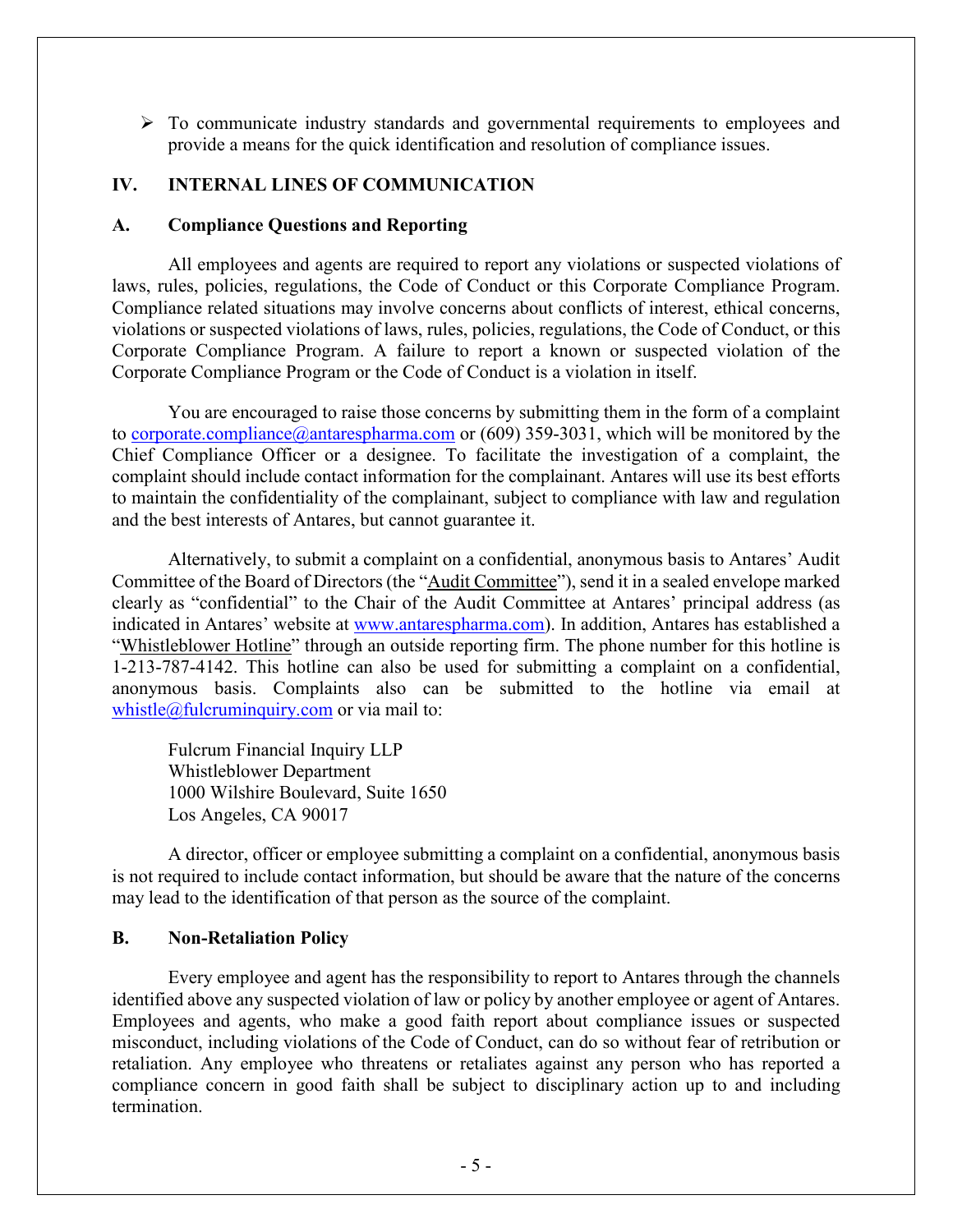- To communicate industry standards and governmental requirements to employees and provide a means for the quick identification and resolution of compliance issues.

## IV. INTERNAL LINES OF COMMUNICATION

### A. Compliance Questions and Reporting

All employees and agents are required to report any violations or suspected violations of laws, rules, policies, regulations, the Code of Conduct or this Corporate Compliance Program. Compliance related situations may involve concerns about conflicts of interest, ethical concerns, violations or suspected violations of laws, rules, policies, regulations, the Code of Conduct, or this Corporate Compliance Program. A failure to report a known or suspected violation of the Corporate Compliance Program or the Code of Conduct is a violation in itself.

You are encouraged to raise those concerns by submitting them in the form of a complaint to corporate.compliance@antarespharma.com or (609) 359-3031, which will be monitored by the Chief Compliance Officer or a designee. To facilitate the investigation of a complaint, the complaint should include contact information for the complainant. Antares will use its best efforts to maintain the confidentiality of the complainant, subject to compliance with law and regulation and the best interests of Antares, but cannot guarantee it.

Alternatively, to submit a complaint on a confidential, anonymous basis to Antares' Audit Committee of the Board of Directors (the "Audit Committee"), send it in a sealed envelope marked clearly as "confidential" to the Chair of the Audit Committee at Antares' principal address (as indicated in Antares' website at www.antarespharma.com). In addition, Antares has established a "Whistleblower Hotline" through an outside reporting firm. The phone number for this hotline is 1-213-787-4142. This hotline can also be used for submitting a complaint on a confidential, anonymous basis. Complaints also can be submitted to the hotline via email at whistle@fulcruminquiry.com or via mail to:

Fulcrum Financial Inquiry LLP
Whistleblower Department
1000 Wilshire Boulevard, Suite 1650
Los Angeles, CA 90017

A director, officer or employee submitting a complaint on a confidential, anonymous basis is not required to include contact information, but should be aware that the nature of the concerns may lead to the identification of that person as the source of the complaint.

### B. Non-Retaliation Policy

Every employee and agent has the responsibility to report to Antares through the channels identified above any suspected violation of law or policy by another employee or agent of Antares. Employees and agents, who make a good faith report about compliance issues or suspected misconduct, including violations of the Code of Conduct, can do so without fear of retribution or retaliation. Any employee who threatens or retaliates against any person who has reported a compliance concern in good faith shall be subject to disciplinary action up to and including termination.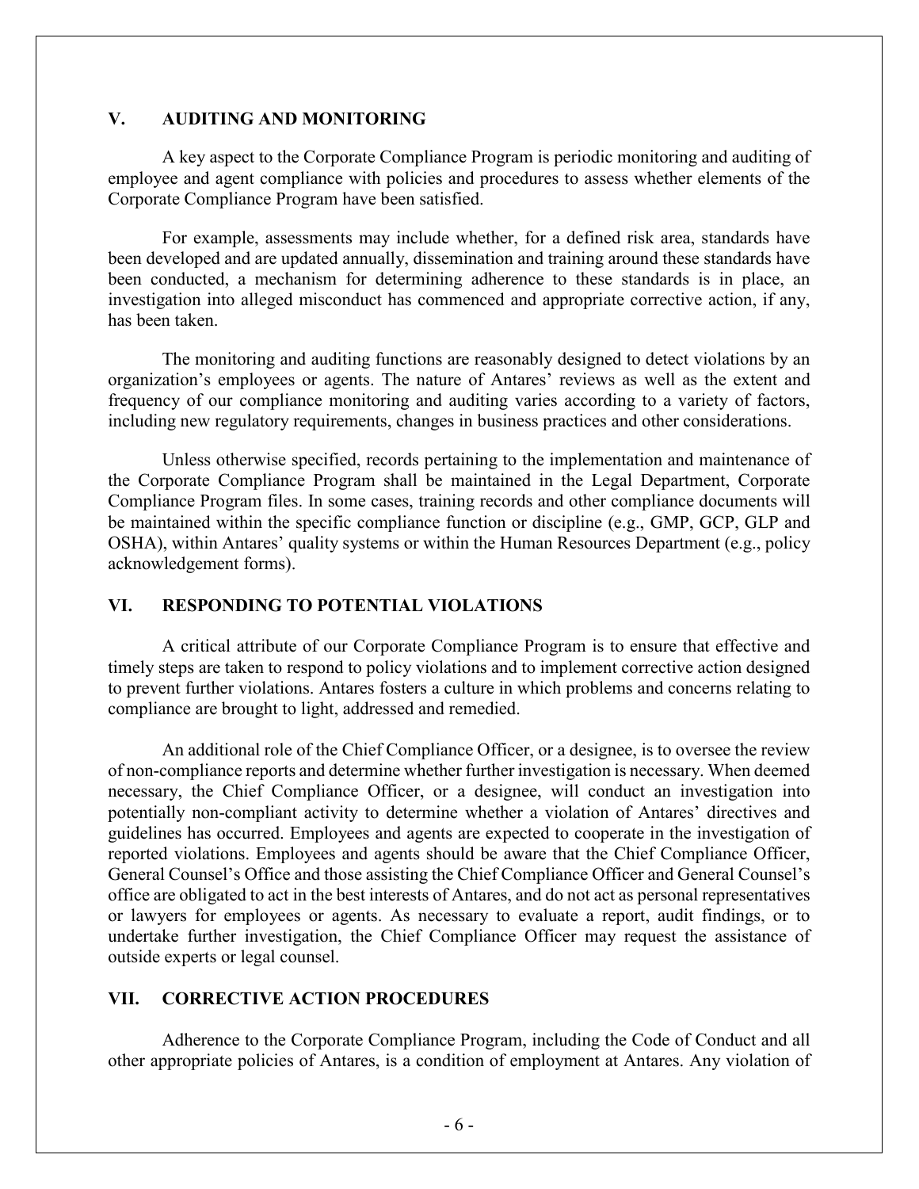## V. AUDITING AND MONITORING

A key aspect to the Corporate Compliance Program is periodic monitoring and auditing of employee and agent compliance with policies and procedures to assess whether elements of the Corporate Compliance Program have been satisfied.

For example, assessments may include whether, for a defined risk area, standards have been developed and are updated annually, dissemination and training around these standards have been conducted, a mechanism for determining adherence to these standards is in place, an investigation into alleged misconduct has commenced and appropriate corrective action, if any, has been taken.

The monitoring and auditing functions are reasonably designed to detect violations by an organization's employees or agents. The nature of Antares' reviews as well as the extent and frequency of our compliance monitoring and auditing varies according to a variety of factors, including new regulatory requirements, changes in business practices and other considerations.

Unless otherwise specified, records pertaining to the implementation and maintenance of the Corporate Compliance Program shall be maintained in the Legal Department, Corporate Compliance Program files. In some cases, training records and other compliance documents will be maintained within the specific compliance function or discipline (e.g., GMP, GCP, GLP and OSHA), within Antares' quality systems or within the Human Resources Department (e.g., policy acknowledgement forms).

## VI. RESPONDING TO POTENTIAL VIOLATIONS

A critical attribute of our Corporate Compliance Program is to ensure that effective and timely steps are taken to respond to policy violations and to implement corrective action designed to prevent further violations. Antares fosters a culture in which problems and concerns relating to compliance are brought to light, addressed and remedied.

An additional role of the Chief Compliance Officer, or a designee, is to oversee the review of non-compliance reports and determine whether further investigation is necessary. When deemed necessary, the Chief Compliance Officer, or a designee, will conduct an investigation into potentially non-compliant activity to determine whether a violation of Antares' directives and guidelines has occurred. Employees and agents are expected to cooperate in the investigation of reported violations. Employees and agents should be aware that the Chief Compliance Officer, General Counsel's Office and those assisting the Chief Compliance Officer and General Counsel's office are obligated to act in the best interests of Antares, and do not act as personal representatives or lawyers for employees or agents. As necessary to evaluate a report, audit findings, or to undertake further investigation, the Chief Compliance Officer may request the assistance of outside experts or legal counsel.

## VII. CORRECTIVE ACTION PROCEDURES

Adherence to the Corporate Compliance Program, including the Code of Conduct and all other appropriate policies of Antares, is a condition of employment at Antares. Any violation of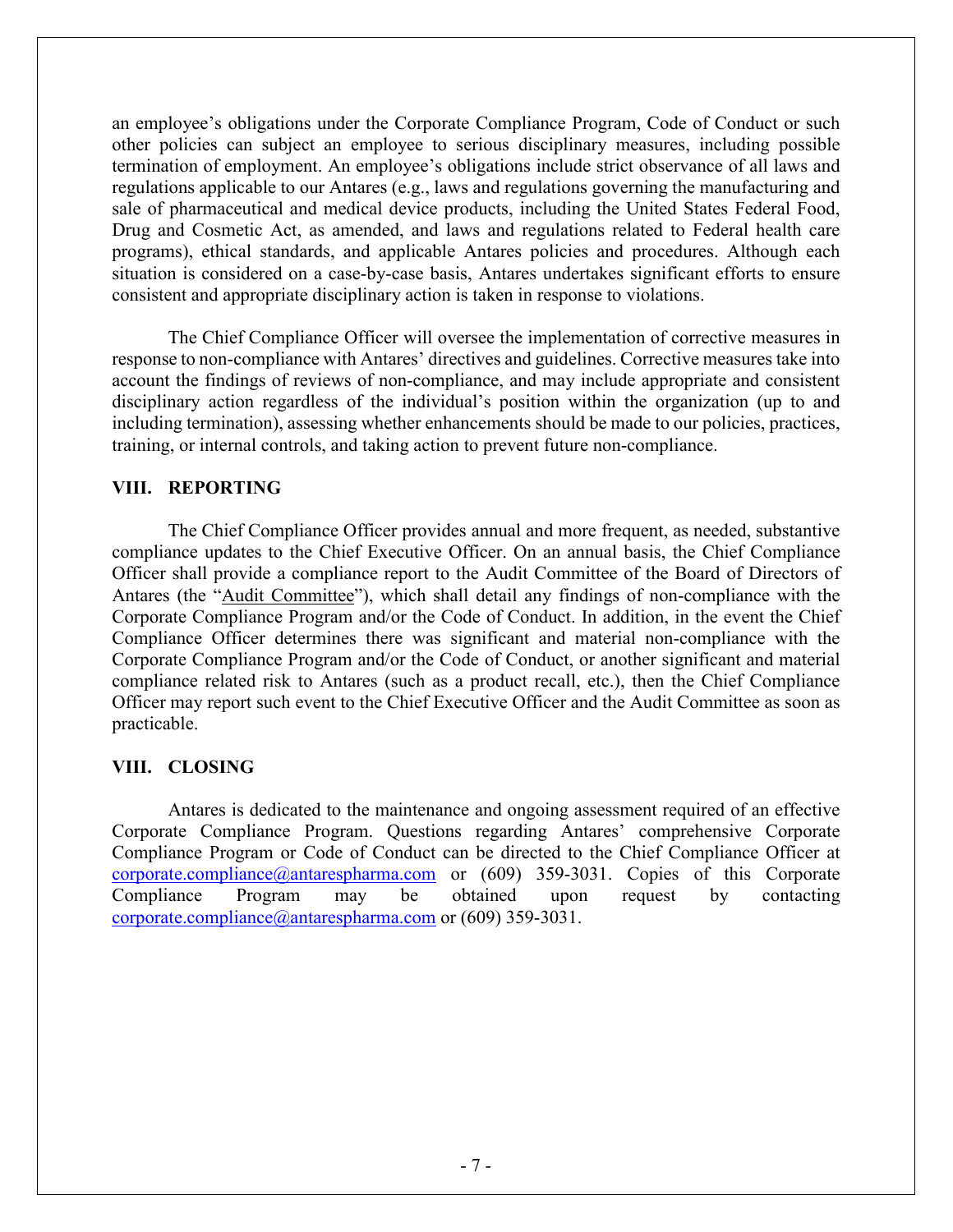an employee's obligations under the Corporate Compliance Program, Code of Conduct or such other policies can subject an employee to serious disciplinary measures, including possible termination of employment. An employee's obligations include strict observance of all laws and regulations applicable to our Antares (e.g., laws and regulations governing the manufacturing and sale of pharmaceutical and medical device products, including the United States Federal Food, Drug and Cosmetic Act, as amended, and laws and regulations related to Federal health care programs), ethical standards, and applicable Antares policies and procedures. Although each situation is considered on a case-by-case basis, Antares undertakes significant efforts to ensure consistent and appropriate disciplinary action is taken in response to violations.

The Chief Compliance Officer will oversee the implementation of corrective measures in response to non-compliance with Antares' directives and guidelines. Corrective measures take into account the findings of reviews of non-compliance, and may include appropriate and consistent disciplinary action regardless of the individual's position within the organization (up to and including termination), assessing whether enhancements should be made to our policies, practices, training, or internal controls, and taking action to prevent future non-compliance.

## VIII. REPORTING

The Chief Compliance Officer provides annual and more frequent, as needed, substantive compliance updates to the Chief Executive Officer. On an annual basis, the Chief Compliance Officer shall provide a compliance report to the Audit Committee of the Board of Directors of Antares (the "Audit Committee"), which shall detail any findings of non-compliance with the Corporate Compliance Program and/or the Code of Conduct. In addition, in the event the Chief Compliance Officer determines there was significant and material non-compliance with the Corporate Compliance Program and/or the Code of Conduct, or another significant and material compliance related risk to Antares (such as a product recall, etc.), then the Chief Compliance Officer may report such event to the Chief Executive Officer and the Audit Committee as soon as practicable.

## VIII. CLOSING

Antares is dedicated to the maintenance and ongoing assessment required of an effective Corporate Compliance Program. Questions regarding Antares' comprehensive Corporate Compliance Program or Code of Conduct can be directed to the Chief Compliance Officer at corporate.compliance@antarespharma.com or (609) 359-3031. Copies of this Corporate Compliance Program may be obtained upon request by contacting corporate.compliance@antarespharma.com or (609) 359-3031.